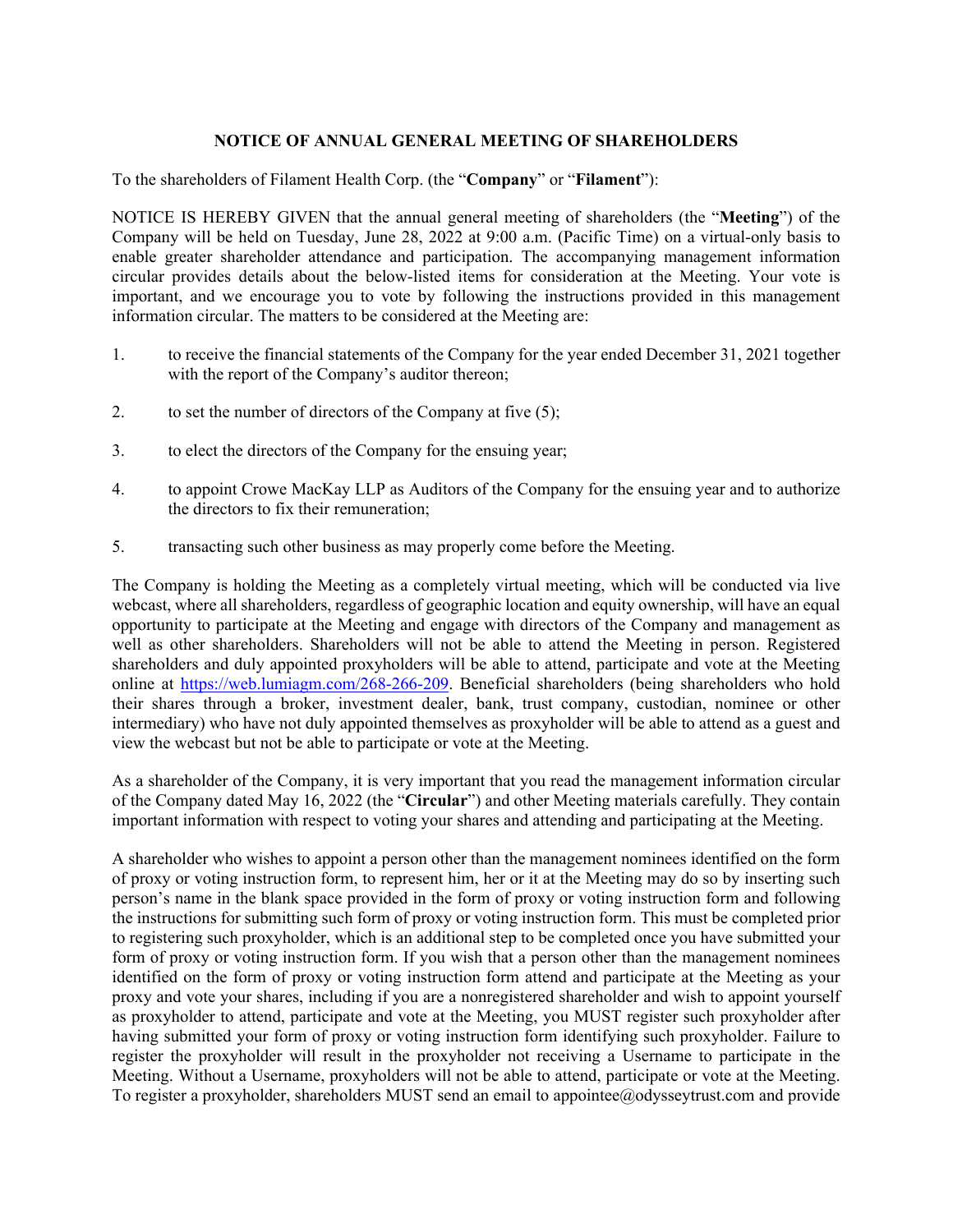# NOTICE OF ANNUAL GENERAL MEETING OF SHAREHOLDERS

To the shareholders of Filament Health Corp. (the "**Company**" or "**Filament**"):

NOTICE IS HEREBY GIVEN that the annual general meeting of shareholders (the "**Meeting**") of the Company will be held on Tuesday, June 28, 2022 at 9:00 a.m. (Pacific Time) on a virtual-only basis to enable greater shareholder attendance and participation. The accompanying management information circular provides details about the below-listed items for consideration at the Meeting. Your vote is important, and we encourage you to vote by following the instructions provided in this management information circular. The matters to be considered at the Meeting are:

1. to receive the financial statements of the Company for the year ended December 31, 2021 together with the report of the Company's auditor thereon;
2. to set the number of directors of the Company at five (5);
3. to elect the directors of the Company for the ensuing year;
4. to appoint Crowe MacKay LLP as Auditors of the Company for the ensuing year and to authorize the directors to fix their remuneration;
5. transacting such other business as may properly come before the Meeting.

The Company is holding the Meeting as a completely virtual meeting, which will be conducted via live webcast, where all shareholders, regardless of geographic location and equity ownership, will have an equal opportunity to participate at the Meeting and engage with directors of the Company and management as well as other shareholders. Shareholders will not be able to attend the Meeting in person. Registered shareholders and duly appointed proxyholders will be able to attend, participate and vote at the Meeting online at https://web.lumiagm.com/268-266-209. Beneficial shareholders (being shareholders who hold their shares through a broker, investment dealer, bank, trust company, custodian, nominee or other intermediary) who have not duly appointed themselves as proxyholder will be able to attend as a guest and view the webcast but not be able to participate or vote at the Meeting.

As a shareholder of the Company, it is very important that you read the management information circular of the Company dated May 16, 2022 (the "**Circular**") and other Meeting materials carefully. They contain important information with respect to voting your shares and attending and participating at the Meeting.

A shareholder who wishes to appoint a person other than the management nominees identified on the form of proxy or voting instruction form, to represent him, her or it at the Meeting may do so by inserting such person's name in the blank space provided in the form of proxy or voting instruction form and following the instructions for submitting such form of proxy or voting instruction form. This must be completed prior to registering such proxyholder, which is an additional step to be completed once you have submitted your form of proxy or voting instruction form. If you wish that a person other than the management nominees identified on the form of proxy or voting instruction form attend and participate at the Meeting as your proxy and vote your shares, including if you are a nonregistered shareholder and wish to appoint yourself as proxyholder to attend, participate and vote at the Meeting, you MUST register such proxyholder after having submitted your form of proxy or voting instruction form identifying such proxyholder. Failure to register the proxyholder will result in the proxyholder not receiving a Username to participate in the Meeting. Without a Username, proxyholders will not be able to attend, participate or vote at the Meeting. To register a proxyholder, shareholders MUST send an email to appointee@odysseytrust.com and provide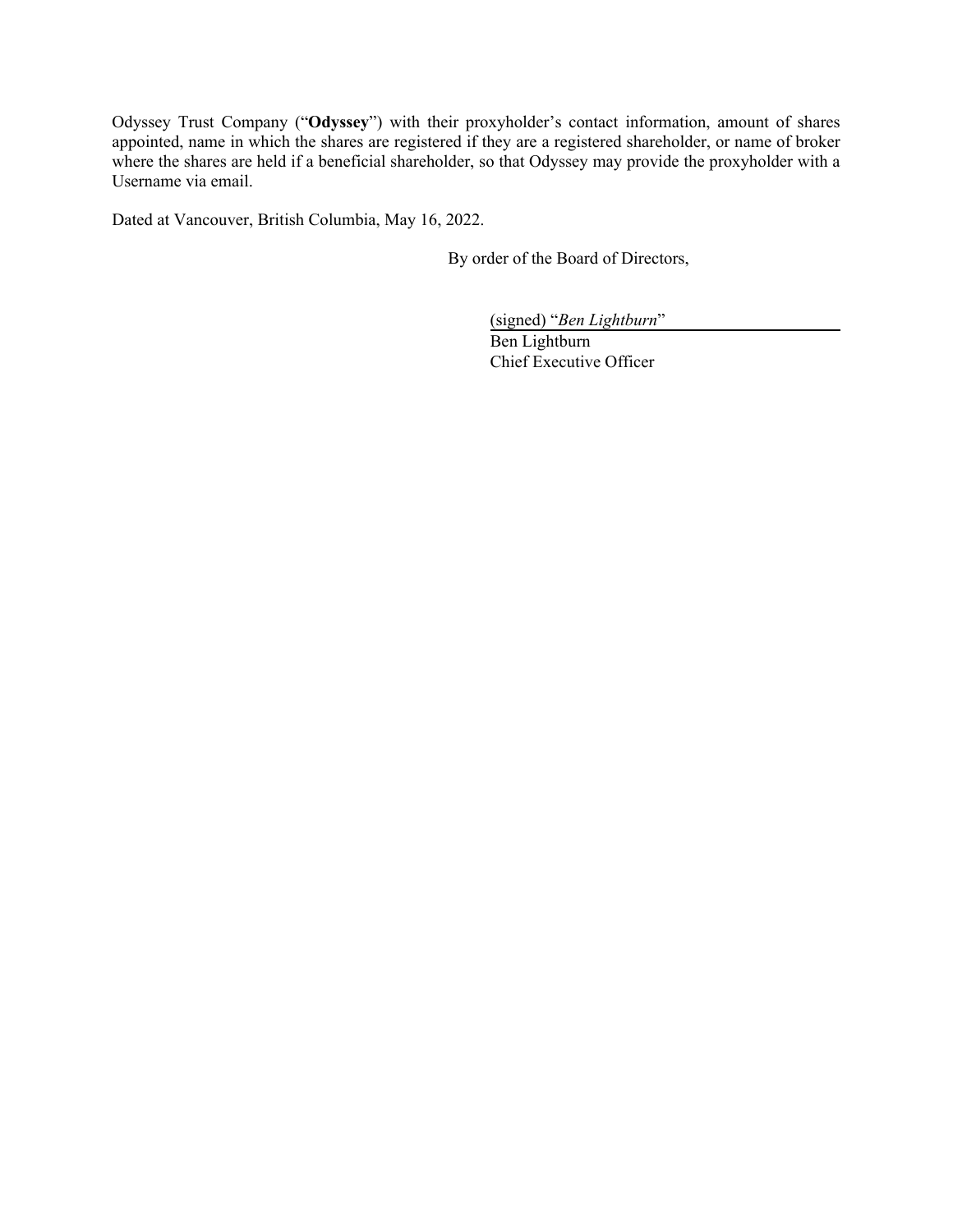Odyssey Trust Company ("**Odyssey**") with their proxyholder's contact information, amount of shares appointed, name in which the shares are registered if they are a registered shareholder, or name of broker where the shares are held if a beneficial shareholder, so that Odyssey may provide the proxyholder with a Username via email.

Dated at Vancouver, British Columbia, May 16, 2022.

By order of the Board of Directors,

(signed) "*Ben Lightburn*"
Ben Lightburn
Chief Executive Officer